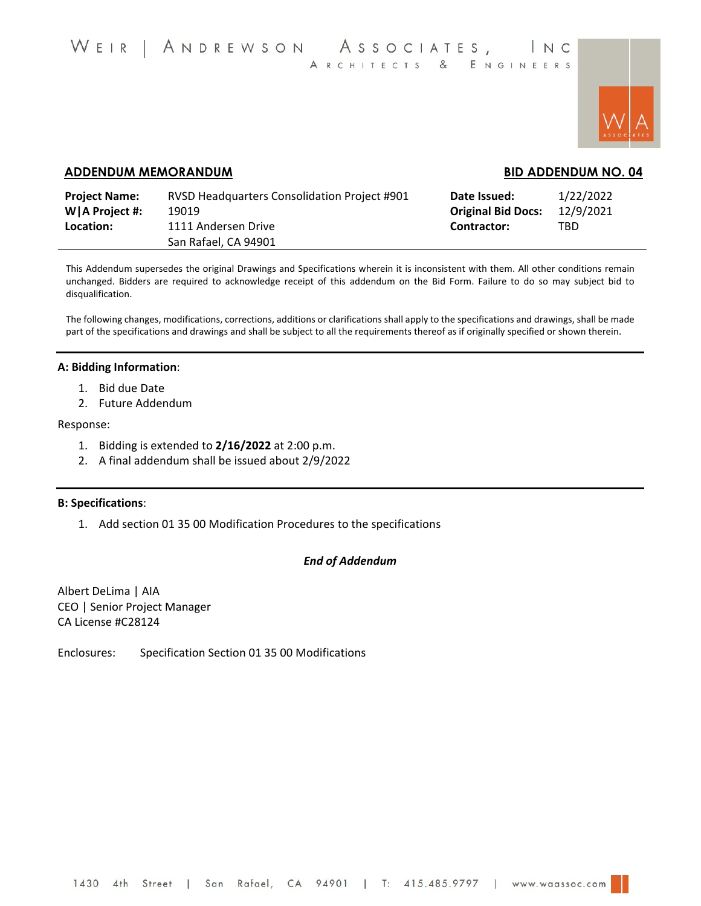WEIR | ANDREWSON ASSOCIATES, INC
ARCHITECTS & ENGINEERS

## ADDENDUM MEMORANDUM

## BID ADDENDUM NO. 04

| | | | |
|---|---|---|---|
| **Project Name:** | RVSD Headquarters Consolidation Project #901 | **Date Issued:** | 1/22/2022 |
| **W\|A Project #:** | 19019 | **Original Bid Docs:** | 12/9/2021 |
| **Location:** | 1111 Andersen Drive<br>San Rafael, CA 94901 | **Contractor:** | TBD |

This Addendum supersedes the original Drawings and Specifications wherein it is inconsistent with them. All other conditions remain unchanged. Bidders are required to acknowledge receipt of this addendum on the Bid Form. Failure to do so may subject bid to disqualification.

The following changes, modifications, corrections, additions or clarifications shall apply to the specifications and drawings, shall be made part of the specifications and drawings and shall be subject to all the requirements thereof as if originally specified or shown therein.

---

**A: Bidding Information**:

1. Bid due Date
2. Future Addendum

Response:

1. Bidding is extended to **2/16/2022** at 2:00 p.m.
2. A final addendum shall be issued about 2/9/2022

---

**B: Specifications**:

1. Add section 01 35 00 Modification Procedures to the specifications

***End of Addendum***

Albert DeLima | AIA
CEO | Senior Project Manager
CA License #C28124

Enclosures: Specification Section 01 35 00 Modifications

1430 4th Street | San Rafael, CA 94901 | T: 415.485.9797 | www.waassoc.com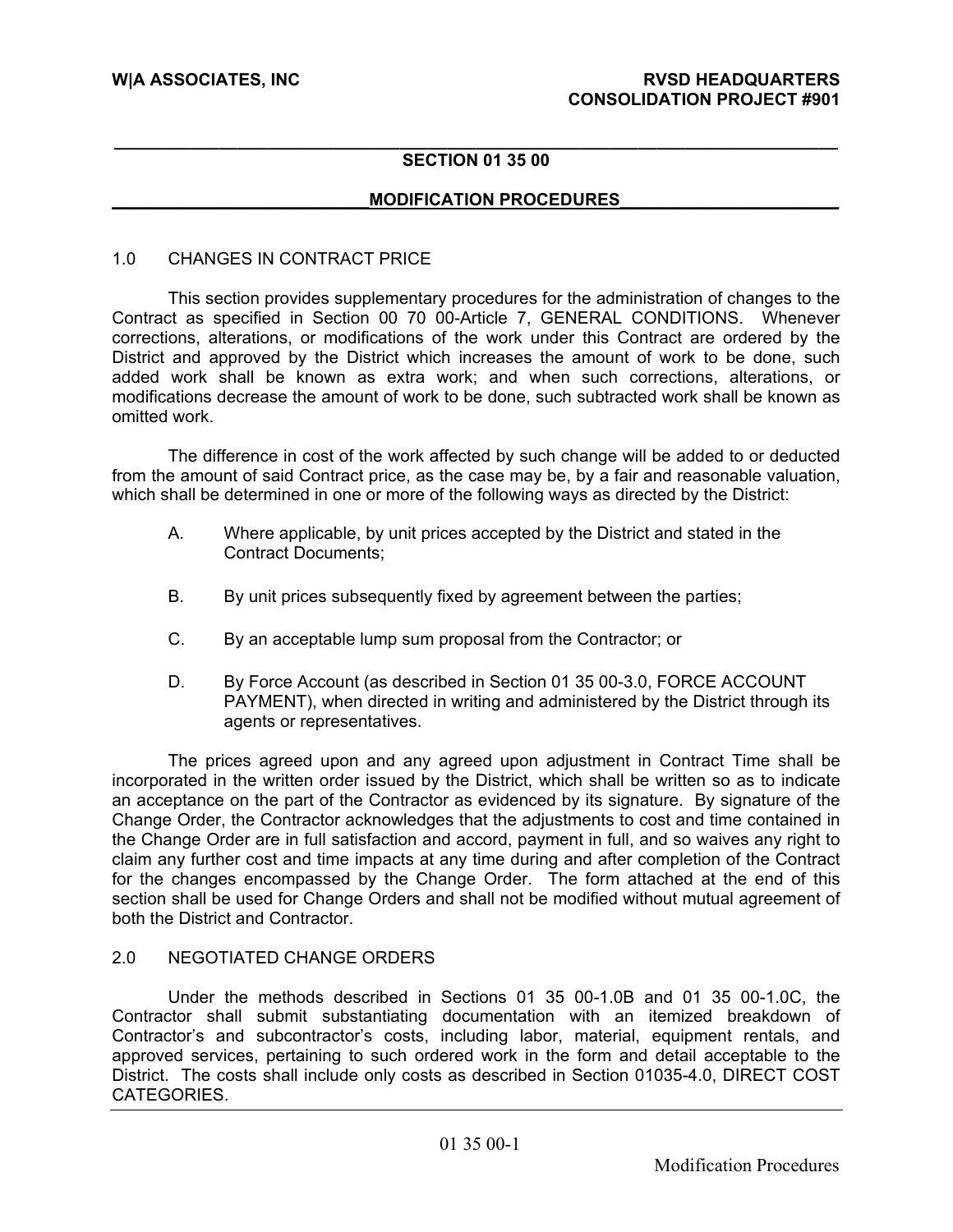## SECTION 01 35 00

## MODIFICATION PROCEDURES

### 1.0 CHANGES IN CONTRACT PRICE

This section provides supplementary procedures for the administration of changes to the Contract as specified in Section 00 70 00-Article 7, GENERAL CONDITIONS. Whenever corrections, alterations, or modifications of the work under this Contract are ordered by the District and approved by the District which increases the amount of work to be done, such added work shall be known as extra work; and when such corrections, alterations, or modifications decrease the amount of work to be done, such subtracted work shall be known as omitted work.

The difference in cost of the work affected by such change will be added to or deducted from the amount of said Contract price, as the case may be, by a fair and reasonable valuation, which shall be determined in one or more of the following ways as directed by the District:

A. Where applicable, by unit prices accepted by the District and stated in the Contract Documents;

B. By unit prices subsequently fixed by agreement between the parties;

C. By an acceptable lump sum proposal from the Contractor; or

D. By Force Account (as described in Section 01 35 00-3.0, FORCE ACCOUNT PAYMENT), when directed in writing and administered by the District through its agents or representatives.

The prices agreed upon and any agreed upon adjustment in Contract Time shall be incorporated in the written order issued by the District, which shall be written so as to indicate an acceptance on the part of the Contractor as evidenced by its signature. By signature of the Change Order, the Contractor acknowledges that the adjustments to cost and time contained in the Change Order are in full satisfaction and accord, payment in full, and so waives any right to claim any further cost and time impacts at any time during and after completion of the Contract for the changes encompassed by the Change Order. The form attached at the end of this section shall be used for Change Orders and shall not be modified without mutual agreement of both the District and Contractor.

### 2.0 NEGOTIATED CHANGE ORDERS

Under the methods described in Sections 01 35 00-1.0B and 01 35 00-1.0C, the Contractor shall submit substantiating documentation with an itemized breakdown of Contractor's and subcontractor's costs, including labor, material, equipment rentals, and approved services, pertaining to such ordered work in the form and detail acceptable to the District. The costs shall include only costs as described in Section 01035-4.0, DIRECT COST CATEGORIES.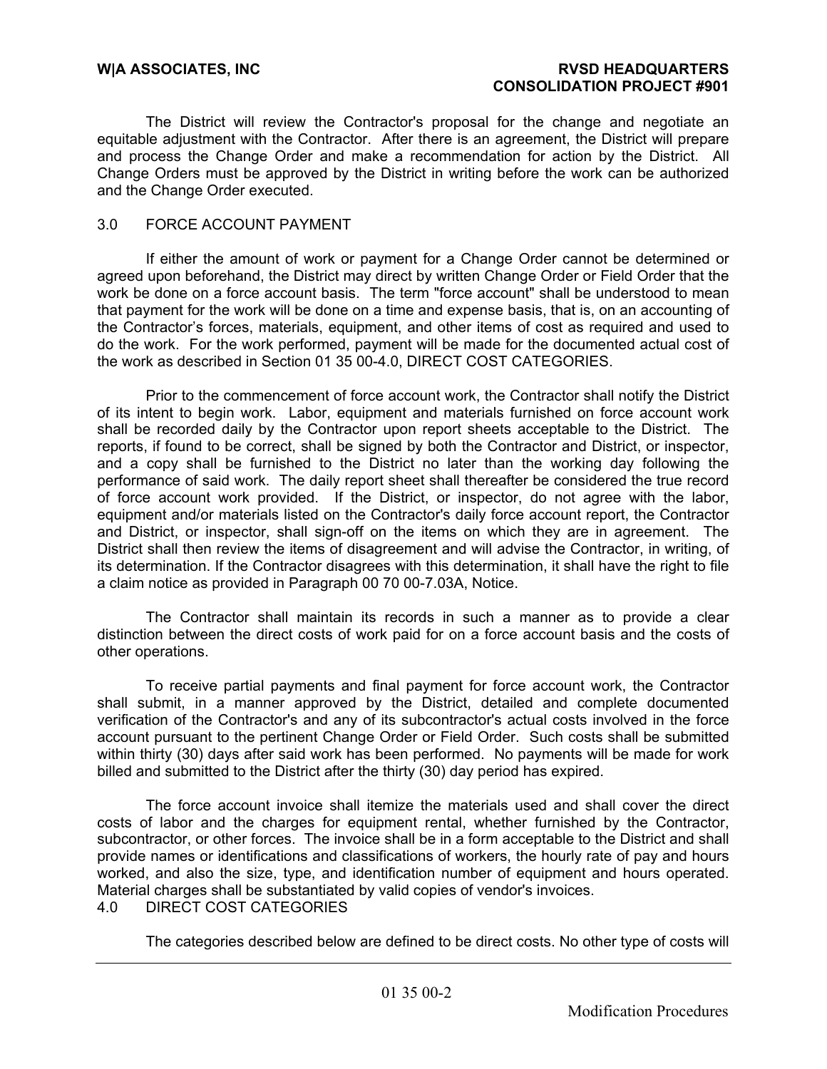The District will review the Contractor's proposal for the change and negotiate an equitable adjustment with the Contractor. After there is an agreement, the District will prepare and process the Change Order and make a recommendation for action by the District. All Change Orders must be approved by the District in writing before the work can be authorized and the Change Order executed.

## 3.0 FORCE ACCOUNT PAYMENT

If either the amount of work or payment for a Change Order cannot be determined or agreed upon beforehand, the District may direct by written Change Order or Field Order that the work be done on a force account basis. The term "force account" shall be understood to mean that payment for the work will be done on a time and expense basis, that is, on an accounting of the Contractor's forces, materials, equipment, and other items of cost as required and used to do the work. For the work performed, payment will be made for the documented actual cost of the work as described in Section 01 35 00-4.0, DIRECT COST CATEGORIES.

Prior to the commencement of force account work, the Contractor shall notify the District of its intent to begin work. Labor, equipment and materials furnished on force account work shall be recorded daily by the Contractor upon report sheets acceptable to the District. The reports, if found to be correct, shall be signed by both the Contractor and District, or inspector, and a copy shall be furnished to the District no later than the working day following the performance of said work. The daily report sheet shall thereafter be considered the true record of force account work provided. If the District, or inspector, do not agree with the labor, equipment and/or materials listed on the Contractor's daily force account report, the Contractor and District, or inspector, shall sign-off on the items on which they are in agreement. The District shall then review the items of disagreement and will advise the Contractor, in writing, of its determination. If the Contractor disagrees with this determination, it shall have the right to file a claim notice as provided in Paragraph 00 70 00-7.03A, Notice.

The Contractor shall maintain its records in such a manner as to provide a clear distinction between the direct costs of work paid for on a force account basis and the costs of other operations.

To receive partial payments and final payment for force account work, the Contractor shall submit, in a manner approved by the District, detailed and complete documented verification of the Contractor's and any of its subcontractor's actual costs involved in the force account pursuant to the pertinent Change Order or Field Order. Such costs shall be submitted within thirty (30) days after said work has been performed. No payments will be made for work billed and submitted to the District after the thirty (30) day period has expired.

The force account invoice shall itemize the materials used and shall cover the direct costs of labor and the charges for equipment rental, whether furnished by the Contractor, subcontractor, or other forces. The invoice shall be in a form acceptable to the District and shall provide names or identifications and classifications of workers, the hourly rate of pay and hours worked, and also the size, type, and identification number of equipment and hours operated. Material charges shall be substantiated by valid copies of vendor's invoices.

## 4.0 DIRECT COST CATEGORIES

The categories described below are defined to be direct costs. No other type of costs will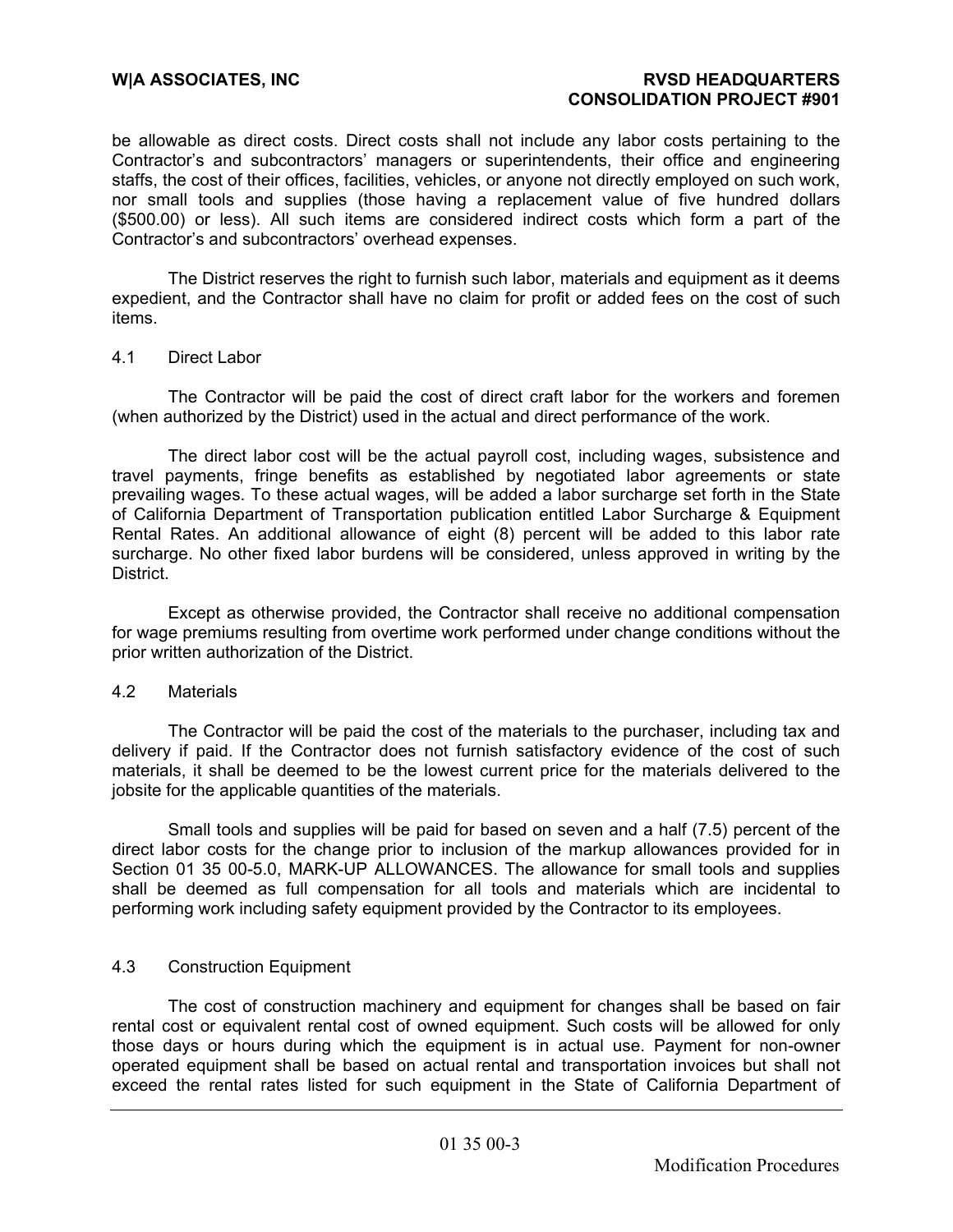be allowable as direct costs. Direct costs shall not include any labor costs pertaining to the Contractor's and subcontractors' managers or superintendents, their office and engineering staffs, the cost of their offices, facilities, vehicles, or anyone not directly employed on such work, nor small tools and supplies (those having a replacement value of five hundred dollars ($500.00) or less). All such items are considered indirect costs which form a part of the Contractor's and subcontractors' overhead expenses.

The District reserves the right to furnish such labor, materials and equipment as it deems expedient, and the Contractor shall have no claim for profit or added fees on the cost of such items.

### 4.1 Direct Labor

The Contractor will be paid the cost of direct craft labor for the workers and foremen (when authorized by the District) used in the actual and direct performance of the work.

The direct labor cost will be the actual payroll cost, including wages, subsistence and travel payments, fringe benefits as established by negotiated labor agreements or state prevailing wages. To these actual wages, will be added a labor surcharge set forth in the State of California Department of Transportation publication entitled Labor Surcharge & Equipment Rental Rates. An additional allowance of eight (8) percent will be added to this labor rate surcharge. No other fixed labor burdens will be considered, unless approved in writing by the District.

Except as otherwise provided, the Contractor shall receive no additional compensation for wage premiums resulting from overtime work performed under change conditions without the prior written authorization of the District.

### 4.2 Materials

The Contractor will be paid the cost of the materials to the purchaser, including tax and delivery if paid. If the Contractor does not furnish satisfactory evidence of the cost of such materials, it shall be deemed to be the lowest current price for the materials delivered to the jobsite for the applicable quantities of the materials.

Small tools and supplies will be paid for based on seven and a half (7.5) percent of the direct labor costs for the change prior to inclusion of the markup allowances provided for in Section 01 35 00-5.0, MARK-UP ALLOWANCES. The allowance for small tools and supplies shall be deemed as full compensation for all tools and materials which are incidental to performing work including safety equipment provided by the Contractor to its employees.

### 4.3 Construction Equipment

The cost of construction machinery and equipment for changes shall be based on fair rental cost or equivalent rental cost of owned equipment. Such costs will be allowed for only those days or hours during which the equipment is in actual use. Payment for non-owner operated equipment shall be based on actual rental and transportation invoices but shall not exceed the rental rates listed for such equipment in the State of California Department of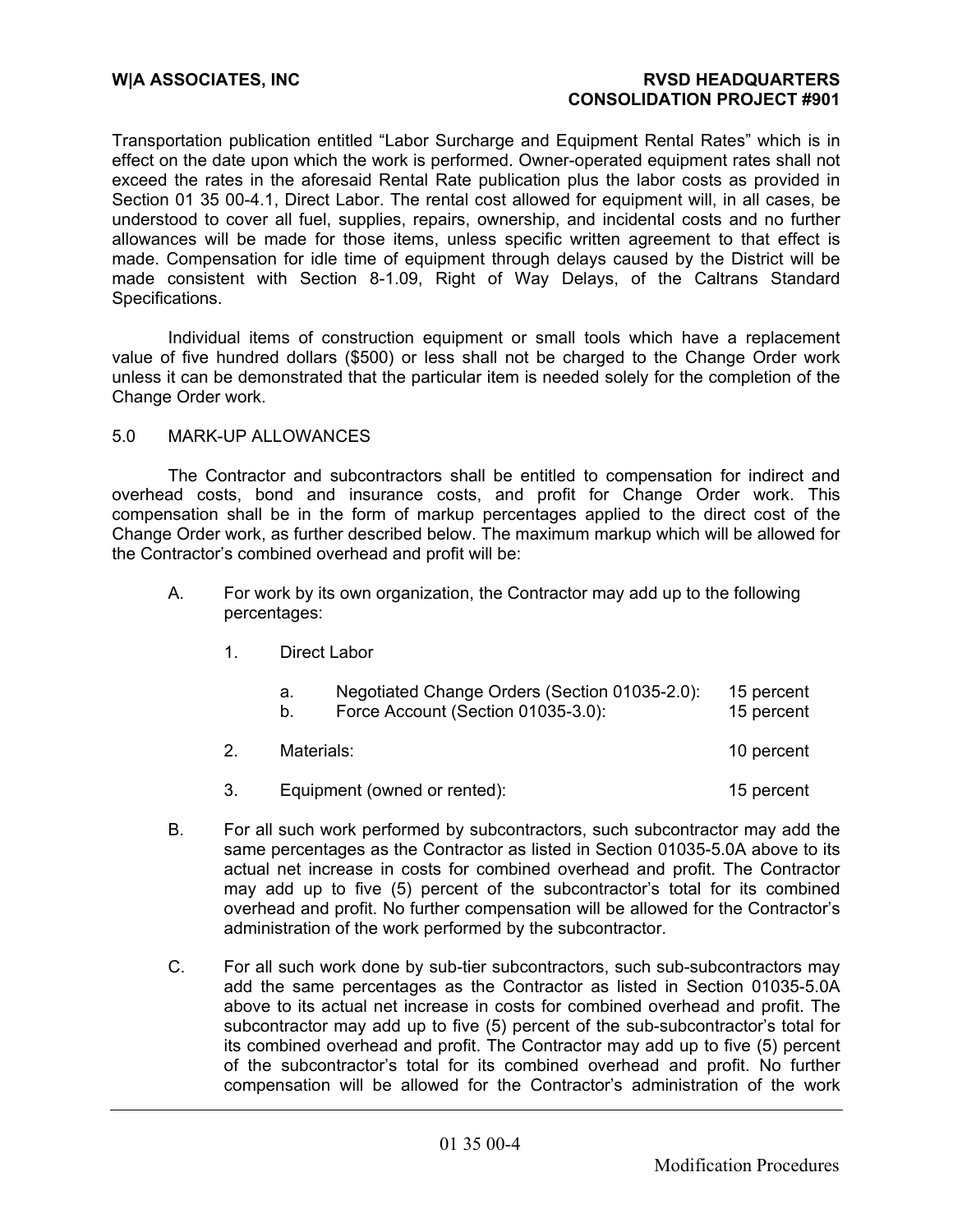Transportation publication entitled "Labor Surcharge and Equipment Rental Rates" which is in effect on the date upon which the work is performed. Owner-operated equipment rates shall not exceed the rates in the aforesaid Rental Rate publication plus the labor costs as provided in Section 01 35 00-4.1, Direct Labor. The rental cost allowed for equipment will, in all cases, be understood to cover all fuel, supplies, repairs, ownership, and incidental costs and no further allowances will be made for those items, unless specific written agreement to that effect is made. Compensation for idle time of equipment through delays caused by the District will be made consistent with Section 8-1.09, Right of Way Delays, of the Caltrans Standard Specifications.

Individual items of construction equipment or small tools which have a replacement value of five hundred dollars ($500) or less shall not be charged to the Change Order work unless it can be demonstrated that the particular item is needed solely for the completion of the Change Order work.

5.0 MARK-UP ALLOWANCES

The Contractor and subcontractors shall be entitled to compensation for indirect and overhead costs, bond and insurance costs, and profit for Change Order work. This compensation shall be in the form of markup percentages applied to the direct cost of the Change Order work, as further described below. The maximum markup which will be allowed for the Contractor's combined overhead and profit will be:

A. For work by its own organization, the Contractor may add up to the following percentages:

1. Direct Labor

   a. Negotiated Change Orders (Section 01035-2.0): 15 percent
   
   b. Force Account (Section 01035-3.0): 15 percent

2. Materials: 10 percent

3. Equipment (owned or rented): 15 percent

B. For all such work performed by subcontractors, such subcontractor may add the same percentages as the Contractor as listed in Section 01035-5.0A above to its actual net increase in costs for combined overhead and profit. The Contractor may add up to five (5) percent of the subcontractor's total for its combined overhead and profit. No further compensation will be allowed for the Contractor's administration of the work performed by the subcontractor.

C. For all such work done by sub-tier subcontractors, such sub-subcontractors may add the same percentages as the Contractor as listed in Section 01035-5.0A above to its actual net increase in costs for combined overhead and profit. The subcontractor may add up to five (5) percent of the sub-subcontractor's total for its combined overhead and profit. The Contractor may add up to five (5) percent of the subcontractor's total for its combined overhead and profit. No further compensation will be allowed for the Contractor's administration of the work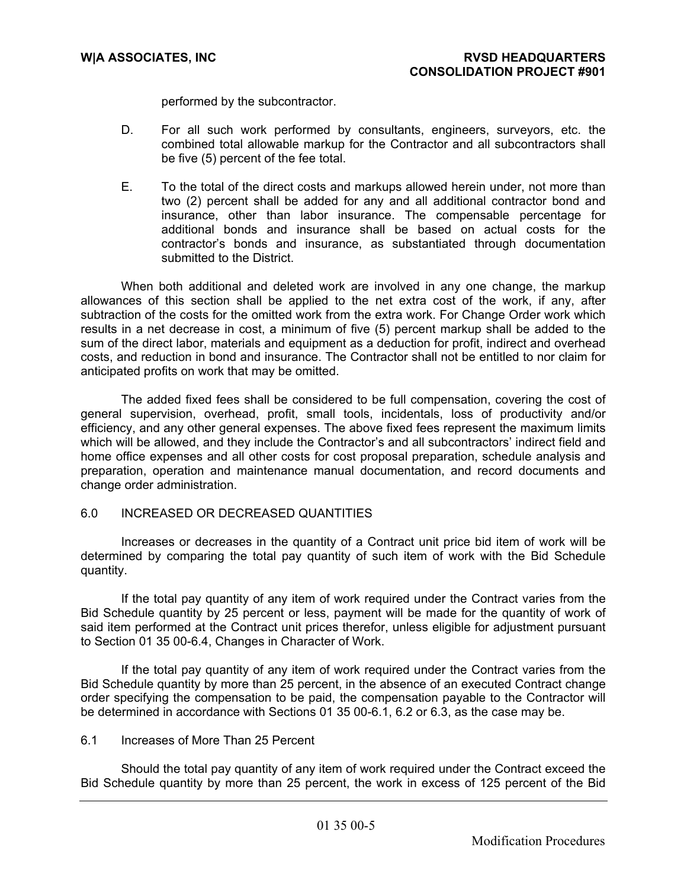performed by the subcontractor.

D. For all such work performed by consultants, engineers, surveyors, etc. the combined total allowable markup for the Contractor and all subcontractors shall be five (5) percent of the fee total.

E. To the total of the direct costs and markups allowed herein under, not more than two (2) percent shall be added for any and all additional contractor bond and insurance, other than labor insurance. The compensable percentage for additional bonds and insurance shall be based on actual costs for the contractor's bonds and insurance, as substantiated through documentation submitted to the District.

When both additional and deleted work are involved in any one change, the markup allowances of this section shall be applied to the net extra cost of the work, if any, after subtraction of the costs for the omitted work from the extra work. For Change Order work which results in a net decrease in cost, a minimum of five (5) percent markup shall be added to the sum of the direct labor, materials and equipment as a deduction for profit, indirect and overhead costs, and reduction in bond and insurance. The Contractor shall not be entitled to nor claim for anticipated profits on work that may be omitted.

The added fixed fees shall be considered to be full compensation, covering the cost of general supervision, overhead, profit, small tools, incidentals, loss of productivity and/or efficiency, and any other general expenses. The above fixed fees represent the maximum limits which will be allowed, and they include the Contractor's and all subcontractors' indirect field and home office expenses and all other costs for cost proposal preparation, schedule analysis and preparation, operation and maintenance manual documentation, and record documents and change order administration.

## 6.0 INCREASED OR DECREASED QUANTITIES

Increases or decreases in the quantity of a Contract unit price bid item of work will be determined by comparing the total pay quantity of such item of work with the Bid Schedule quantity.

If the total pay quantity of any item of work required under the Contract varies from the Bid Schedule quantity by 25 percent or less, payment will be made for the quantity of work of said item performed at the Contract unit prices therefor, unless eligible for adjustment pursuant to Section 01 35 00-6.4, Changes in Character of Work.

If the total pay quantity of any item of work required under the Contract varies from the Bid Schedule quantity by more than 25 percent, in the absence of an executed Contract change order specifying the compensation to be paid, the compensation payable to the Contractor will be determined in accordance with Sections 01 35 00-6.1, 6.2 or 6.3, as the case may be.

### 6.1 Increases of More Than 25 Percent

Should the total pay quantity of any item of work required under the Contract exceed the Bid Schedule quantity by more than 25 percent, the work in excess of 125 percent of the Bid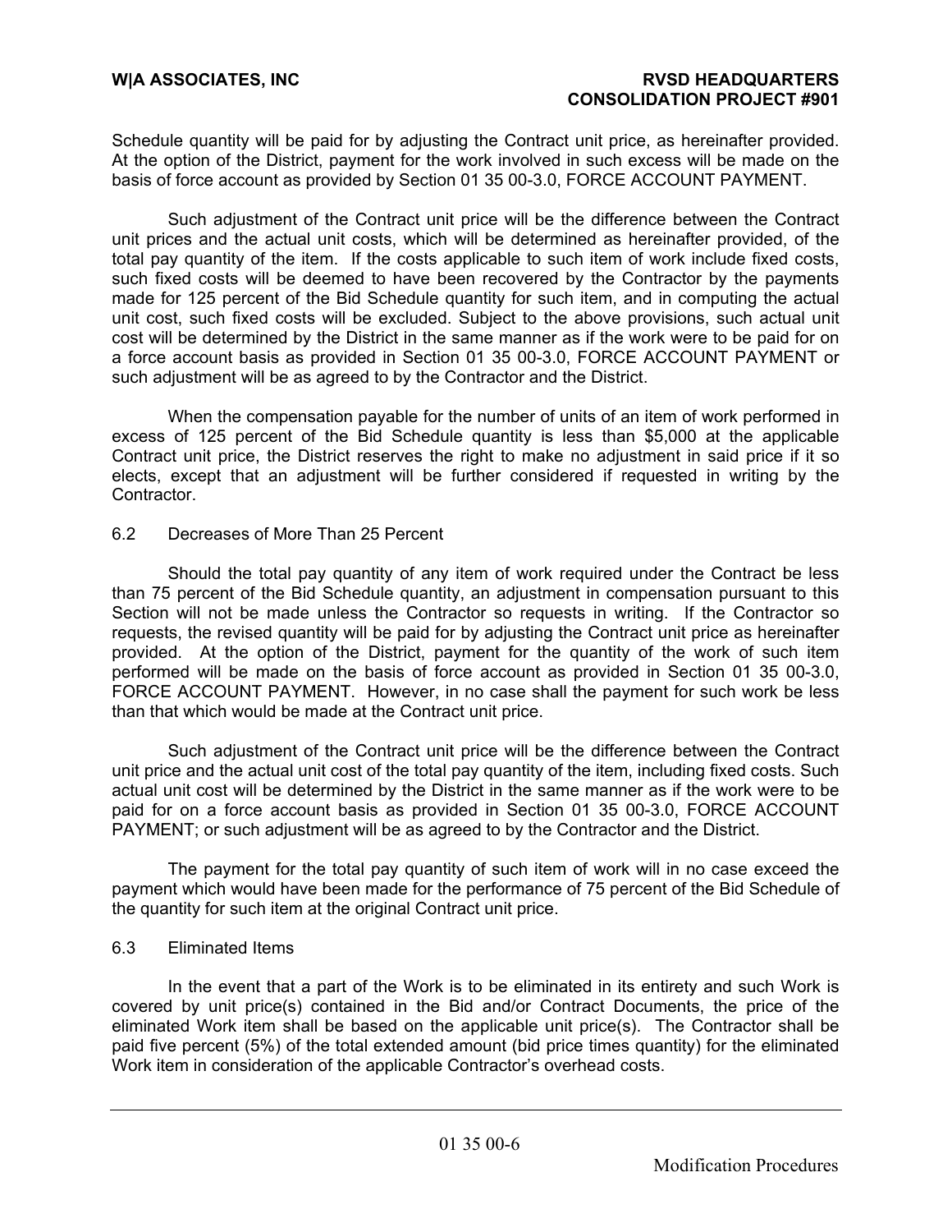Schedule quantity will be paid for by adjusting the Contract unit price, as hereinafter provided. At the option of the District, payment for the work involved in such excess will be made on the basis of force account as provided by Section 01 35 00-3.0, FORCE ACCOUNT PAYMENT.

Such adjustment of the Contract unit price will be the difference between the Contract unit prices and the actual unit costs, which will be determined as hereinafter provided, of the total pay quantity of the item. If the costs applicable to such item of work include fixed costs, such fixed costs will be deemed to have been recovered by the Contractor by the payments made for 125 percent of the Bid Schedule quantity for such item, and in computing the actual unit cost, such fixed costs will be excluded. Subject to the above provisions, such actual unit cost will be determined by the District in the same manner as if the work were to be paid for on a force account basis as provided in Section 01 35 00-3.0, FORCE ACCOUNT PAYMENT or such adjustment will be as agreed to by the Contractor and the District.

When the compensation payable for the number of units of an item of work performed in excess of 125 percent of the Bid Schedule quantity is less than $5,000 at the applicable Contract unit price, the District reserves the right to make no adjustment in said price if it so elects, except that an adjustment will be further considered if requested in writing by the Contractor.

### 6.2 Decreases of More Than 25 Percent

Should the total pay quantity of any item of work required under the Contract be less than 75 percent of the Bid Schedule quantity, an adjustment in compensation pursuant to this Section will not be made unless the Contractor so requests in writing. If the Contractor so requests, the revised quantity will be paid for by adjusting the Contract unit price as hereinafter provided. At the option of the District, payment for the quantity of the work of such item performed will be made on the basis of force account as provided in Section 01 35 00-3.0, FORCE ACCOUNT PAYMENT. However, in no case shall the payment for such work be less than that which would be made at the Contract unit price.

Such adjustment of the Contract unit price will be the difference between the Contract unit price and the actual unit cost of the total pay quantity of the item, including fixed costs. Such actual unit cost will be determined by the District in the same manner as if the work were to be paid for on a force account basis as provided in Section 01 35 00-3.0, FORCE ACCOUNT PAYMENT; or such adjustment will be as agreed to by the Contractor and the District.

The payment for the total pay quantity of such item of work will in no case exceed the payment which would have been made for the performance of 75 percent of the Bid Schedule of the quantity for such item at the original Contract unit price.

### 6.3 Eliminated Items

In the event that a part of the Work is to be eliminated in its entirety and such Work is covered by unit price(s) contained in the Bid and/or Contract Documents, the price of the eliminated Work item shall be based on the applicable unit price(s). The Contractor shall be paid five percent (5%) of the total extended amount (bid price times quantity) for the eliminated Work item in consideration of the applicable Contractor's overhead costs.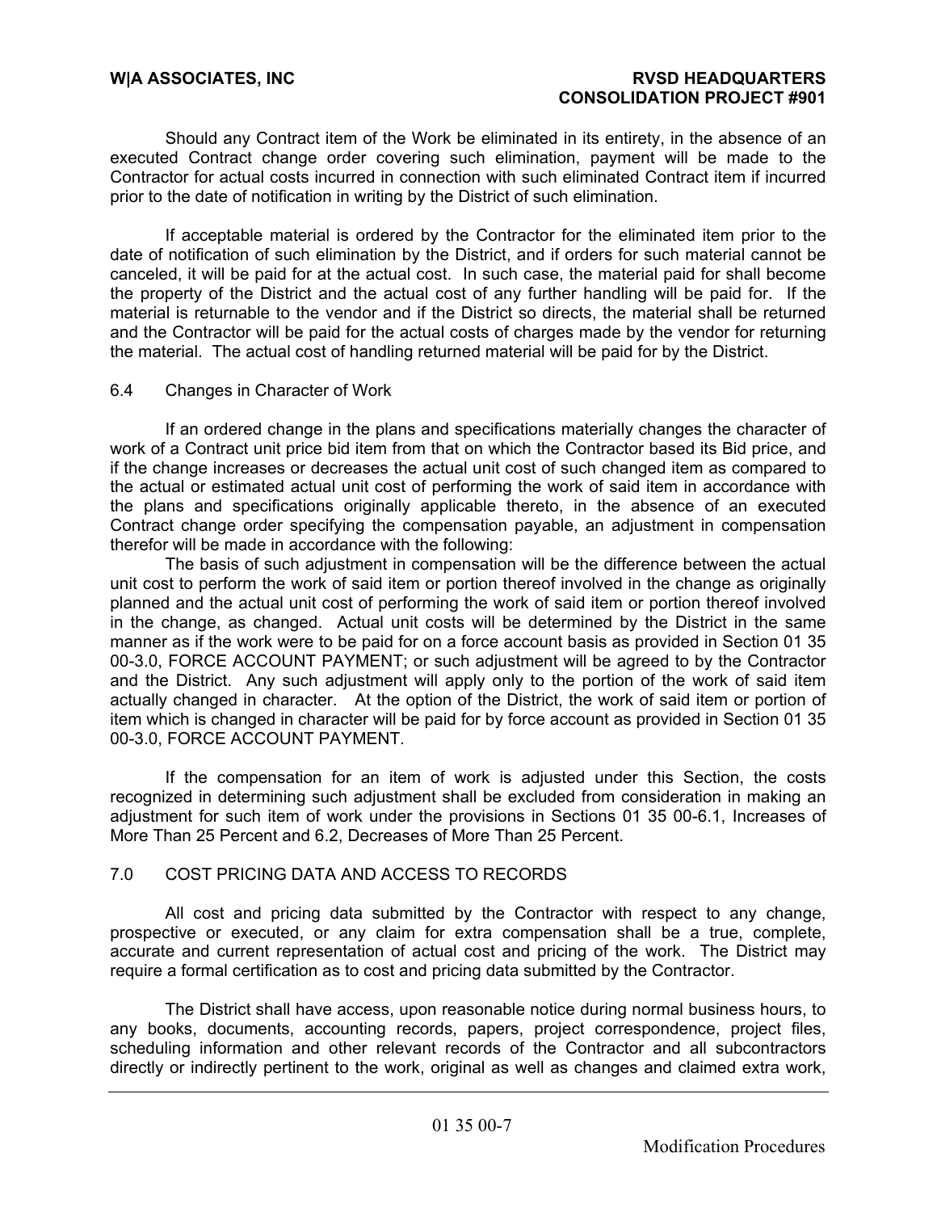Should any Contract item of the Work be eliminated in its entirety, in the absence of an executed Contract change order covering such elimination, payment will be made to the Contractor for actual costs incurred in connection with such eliminated Contract item if incurred prior to the date of notification in writing by the District of such elimination.

If acceptable material is ordered by the Contractor for the eliminated item prior to the date of notification of such elimination by the District, and if orders for such material cannot be canceled, it will be paid for at the actual cost. In such case, the material paid for shall become the property of the District and the actual cost of any further handling will be paid for. If the material is returnable to the vendor and if the District so directs, the material shall be returned and the Contractor will be paid for the actual costs of charges made by the vendor for returning the material. The actual cost of handling returned material will be paid for by the District.

### 6.4 Changes in Character of Work

If an ordered change in the plans and specifications materially changes the character of work of a Contract unit price bid item from that on which the Contractor based its Bid price, and if the change increases or decreases the actual unit cost of such changed item as compared to the actual or estimated actual unit cost of performing the work of said item in accordance with the plans and specifications originally applicable thereto, in the absence of an executed Contract change order specifying the compensation payable, an adjustment in compensation therefor will be made in accordance with the following:

The basis of such adjustment in compensation will be the difference between the actual unit cost to perform the work of said item or portion thereof involved in the change as originally planned and the actual unit cost of performing the work of said item or portion thereof involved in the change, as changed. Actual unit costs will be determined by the District in the same manner as if the work were to be paid for on a force account basis as provided in Section 01 35 00-3.0, FORCE ACCOUNT PAYMENT; or such adjustment will be agreed to by the Contractor and the District. Any such adjustment will apply only to the portion of the work of said item actually changed in character. At the option of the District, the work of said item or portion of item which is changed in character will be paid for by force account as provided in Section 01 35 00-3.0, FORCE ACCOUNT PAYMENT.

If the compensation for an item of work is adjusted under this Section, the costs recognized in determining such adjustment shall be excluded from consideration in making an adjustment for such item of work under the provisions in Sections 01 35 00-6.1, Increases of More Than 25 Percent and 6.2, Decreases of More Than 25 Percent.

## 7.0 COST PRICING DATA AND ACCESS TO RECORDS

All cost and pricing data submitted by the Contractor with respect to any change, prospective or executed, or any claim for extra compensation shall be a true, complete, accurate and current representation of actual cost and pricing of the work. The District may require a formal certification as to cost and pricing data submitted by the Contractor.

The District shall have access, upon reasonable notice during normal business hours, to any books, documents, accounting records, papers, project correspondence, project files, scheduling information and other relevant records of the Contractor and all subcontractors directly or indirectly pertinent to the work, original as well as changes and claimed extra work,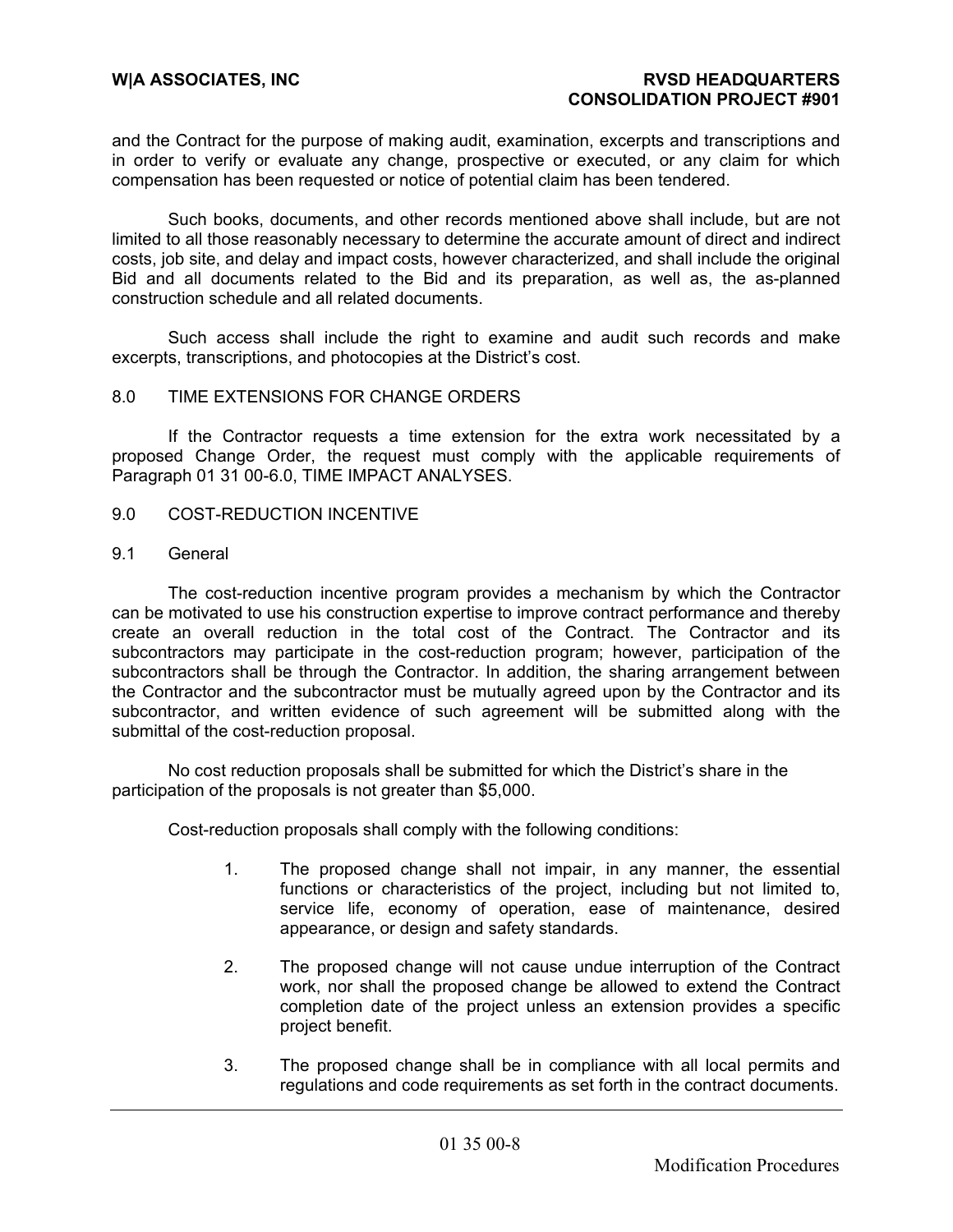and the Contract for the purpose of making audit, examination, excerpts and transcriptions and in order to verify or evaluate any change, prospective or executed, or any claim for which compensation has been requested or notice of potential claim has been tendered.

Such books, documents, and other records mentioned above shall include, but are not limited to all those reasonably necessary to determine the accurate amount of direct and indirect costs, job site, and delay and impact costs, however characterized, and shall include the original Bid and all documents related to the Bid and its preparation, as well as, the as-planned construction schedule and all related documents.

Such access shall include the right to examine and audit such records and make excerpts, transcriptions, and photocopies at the District's cost.

## 8.0 TIME EXTENSIONS FOR CHANGE ORDERS

If the Contractor requests a time extension for the extra work necessitated by a proposed Change Order, the request must comply with the applicable requirements of Paragraph 01 31 00-6.0, TIME IMPACT ANALYSES.

## 9.0 COST-REDUCTION INCENTIVE

### 9.1 General

The cost-reduction incentive program provides a mechanism by which the Contractor can be motivated to use his construction expertise to improve contract performance and thereby create an overall reduction in the total cost of the Contract. The Contractor and its subcontractors may participate in the cost-reduction program; however, participation of the subcontractors shall be through the Contractor. In addition, the sharing arrangement between the Contractor and the subcontractor must be mutually agreed upon by the Contractor and its subcontractor, and written evidence of such agreement will be submitted along with the submittal of the cost-reduction proposal.

No cost reduction proposals shall be submitted for which the District's share in the participation of the proposals is not greater than $5,000.

Cost-reduction proposals shall comply with the following conditions:

1. The proposed change shall not impair, in any manner, the essential functions or characteristics of the project, including but not limited to, service life, economy of operation, ease of maintenance, desired appearance, or design and safety standards.

2. The proposed change will not cause undue interruption of the Contract work, nor shall the proposed change be allowed to extend the Contract completion date of the project unless an extension provides a specific project benefit.

3. The proposed change shall be in compliance with all local permits and regulations and code requirements as set forth in the contract documents.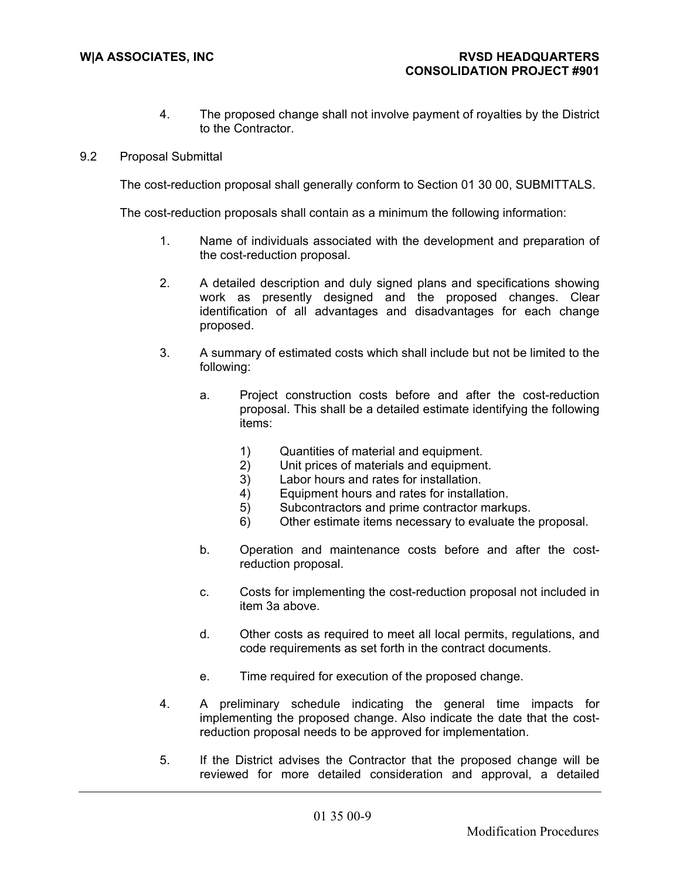4. The proposed change shall not involve payment of royalties by the District to the Contractor.

## 9.2 Proposal Submittal

The cost-reduction proposal shall generally conform to Section 01 30 00, SUBMITTALS.

The cost-reduction proposals shall contain as a minimum the following information:

1. Name of individuals associated with the development and preparation of the cost-reduction proposal.

2. A detailed description and duly signed plans and specifications showing work as presently designed and the proposed changes. Clear identification of all advantages and disadvantages for each change proposed.

3. A summary of estimated costs which shall include but not be limited to the following:

   a. Project construction costs before and after the cost-reduction proposal. This shall be a detailed estimate identifying the following items:

      1) Quantities of material and equipment.
      2) Unit prices of materials and equipment.
      3) Labor hours and rates for installation.
      4) Equipment hours and rates for installation.
      5) Subcontractors and prime contractor markups.
      6) Other estimate items necessary to evaluate the proposal.

   b. Operation and maintenance costs before and after the cost-reduction proposal.

   c. Costs for implementing the cost-reduction proposal not included in item 3a above.

   d. Other costs as required to meet all local permits, regulations, and code requirements as set forth in the contract documents.

   e. Time required for execution of the proposed change.

4. A preliminary schedule indicating the general time impacts for implementing the proposed change. Also indicate the date that the cost-reduction proposal needs to be approved for implementation.

5. If the District advises the Contractor that the proposed change will be reviewed for more detailed consideration and approval, a detailed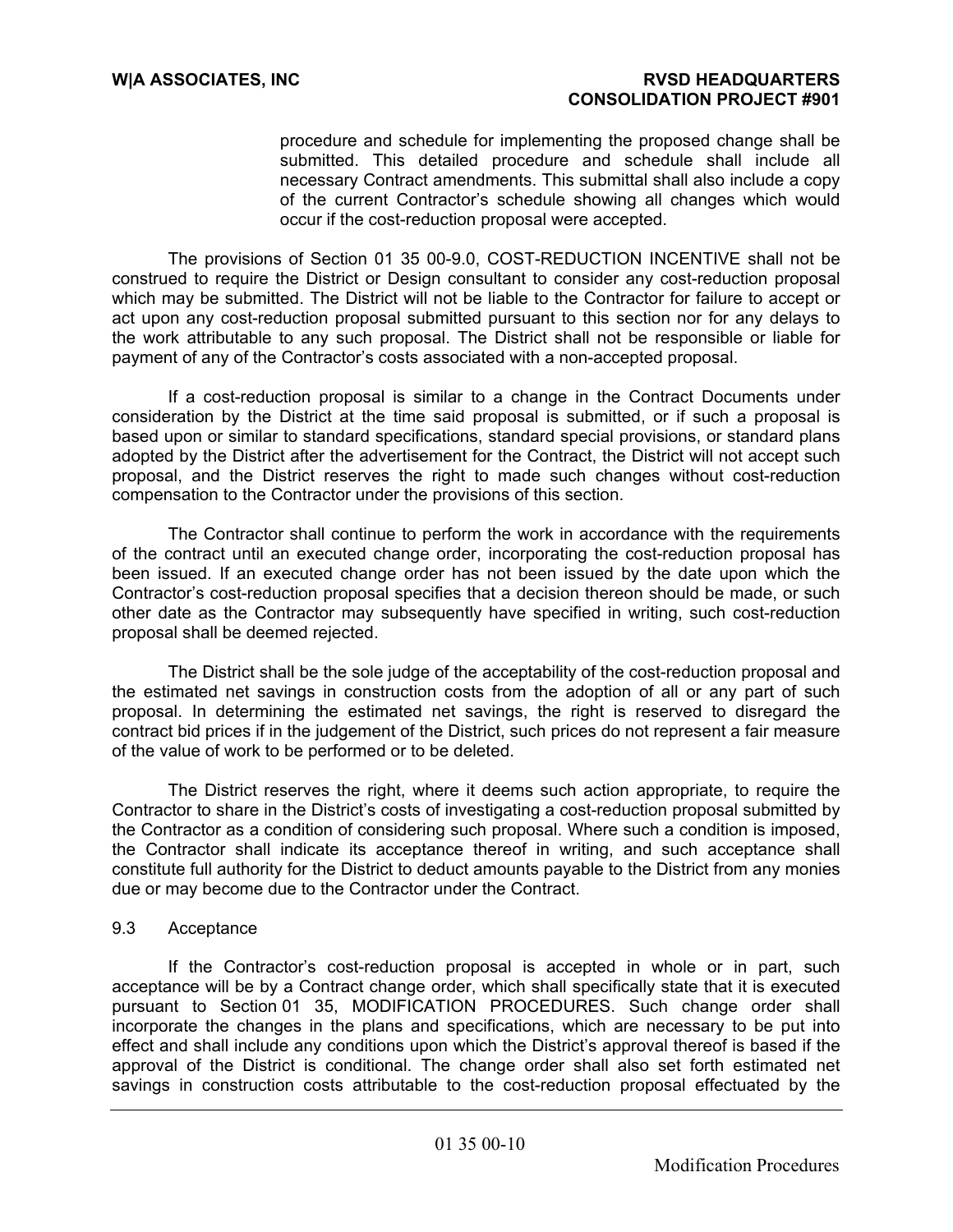procedure and schedule for implementing the proposed change shall be submitted. This detailed procedure and schedule shall include all necessary Contract amendments. This submittal shall also include a copy of the current Contractor's schedule showing all changes which would occur if the cost-reduction proposal were accepted.

The provisions of Section 01 35 00-9.0, COST-REDUCTION INCENTIVE shall not be construed to require the District or Design consultant to consider any cost-reduction proposal which may be submitted. The District will not be liable to the Contractor for failure to accept or act upon any cost-reduction proposal submitted pursuant to this section nor for any delays to the work attributable to any such proposal. The District shall not be responsible or liable for payment of any of the Contractor's costs associated with a non-accepted proposal.

If a cost-reduction proposal is similar to a change in the Contract Documents under consideration by the District at the time said proposal is submitted, or if such a proposal is based upon or similar to standard specifications, standard special provisions, or standard plans adopted by the District after the advertisement for the Contract, the District will not accept such proposal, and the District reserves the right to made such changes without cost-reduction compensation to the Contractor under the provisions of this section.

The Contractor shall continue to perform the work in accordance with the requirements of the contract until an executed change order, incorporating the cost-reduction proposal has been issued. If an executed change order has not been issued by the date upon which the Contractor's cost-reduction proposal specifies that a decision thereon should be made, or such other date as the Contractor may subsequently have specified in writing, such cost-reduction proposal shall be deemed rejected.

The District shall be the sole judge of the acceptability of the cost-reduction proposal and the estimated net savings in construction costs from the adoption of all or any part of such proposal. In determining the estimated net savings, the right is reserved to disregard the contract bid prices if in the judgement of the District, such prices do not represent a fair measure of the value of work to be performed or to be deleted.

The District reserves the right, where it deems such action appropriate, to require the Contractor to share in the District's costs of investigating a cost-reduction proposal submitted by the Contractor as a condition of considering such proposal. Where such a condition is imposed, the Contractor shall indicate its acceptance thereof in writing, and such acceptance shall constitute full authority for the District to deduct amounts payable to the District from any monies due or may become due to the Contractor under the Contract.

9.3 Acceptance

If the Contractor's cost-reduction proposal is accepted in whole or in part, such acceptance will be by a Contract change order, which shall specifically state that it is executed pursuant to Section 01 35, MODIFICATION PROCEDURES. Such change order shall incorporate the changes in the plans and specifications, which are necessary to be put into effect and shall include any conditions upon which the District's approval thereof is based if the approval of the District is conditional. The change order shall also set forth estimated net savings in construction costs attributable to the cost-reduction proposal effectuated by the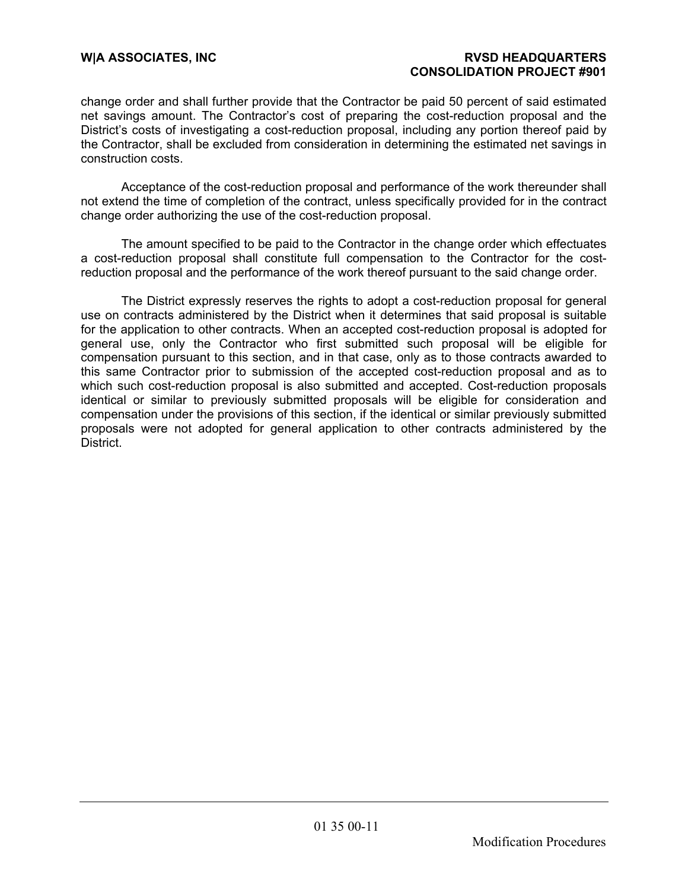change order and shall further provide that the Contractor be paid 50 percent of said estimated net savings amount. The Contractor's cost of preparing the cost-reduction proposal and the District's costs of investigating a cost-reduction proposal, including any portion thereof paid by the Contractor, shall be excluded from consideration in determining the estimated net savings in construction costs.

Acceptance of the cost-reduction proposal and performance of the work thereunder shall not extend the time of completion of the contract, unless specifically provided for in the contract change order authorizing the use of the cost-reduction proposal.

The amount specified to be paid to the Contractor in the change order which effectuates a cost-reduction proposal shall constitute full compensation to the Contractor for the cost-reduction proposal and the performance of the work thereof pursuant to the said change order.

The District expressly reserves the rights to adopt a cost-reduction proposal for general use on contracts administered by the District when it determines that said proposal is suitable for the application to other contracts. When an accepted cost-reduction proposal is adopted for general use, only the Contractor who first submitted such proposal will be eligible for compensation pursuant to this section, and in that case, only as to those contracts awarded to this same Contractor prior to submission of the accepted cost-reduction proposal and as to which such cost-reduction proposal is also submitted and accepted. Cost-reduction proposals identical or similar to previously submitted proposals will be eligible for consideration and compensation under the provisions of this section, if the identical or similar previously submitted proposals were not adopted for general application to other contracts administered by the District.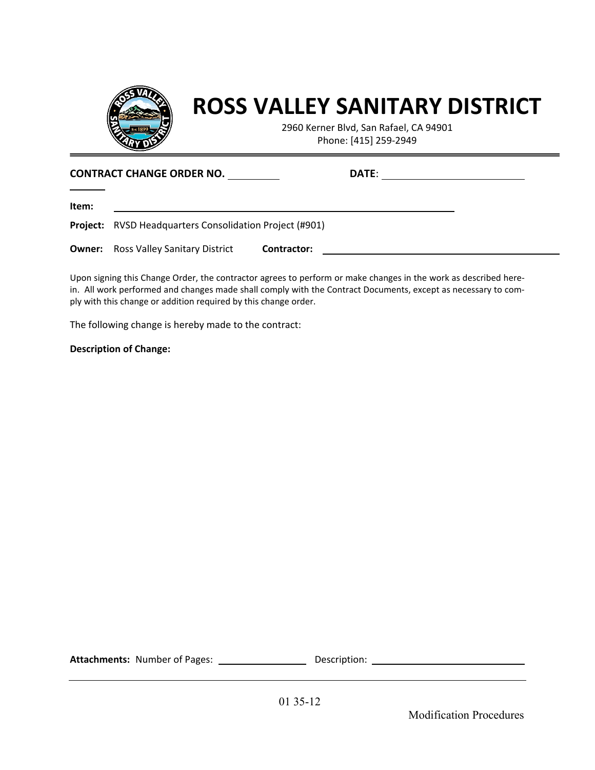# ROSS VALLEY SANITARY DISTRICT

2960 Kerner Blvd, San Rafael, CA 94901
Phone: [415] 259-2949

**CONTRACT CHANGE ORDER NO.** __________ **DATE**: __________________________

**Item:** ____________________________________________________________

**Project:** RVSD Headquarters Consolidation Project (#901)

**Owner:** Ross Valley Sanitary District **Contractor:** ____________________________________________

Upon signing this Change Order, the contractor agrees to perform or make changes in the work as described herein. All work performed and changes made shall comply with the Contract Documents, except as necessary to comply with this change or addition required by this change order.

The following change is hereby made to the contract:

**Description of Change:**

**Attachments:** Number of Pages: _________________ Description: _______________________________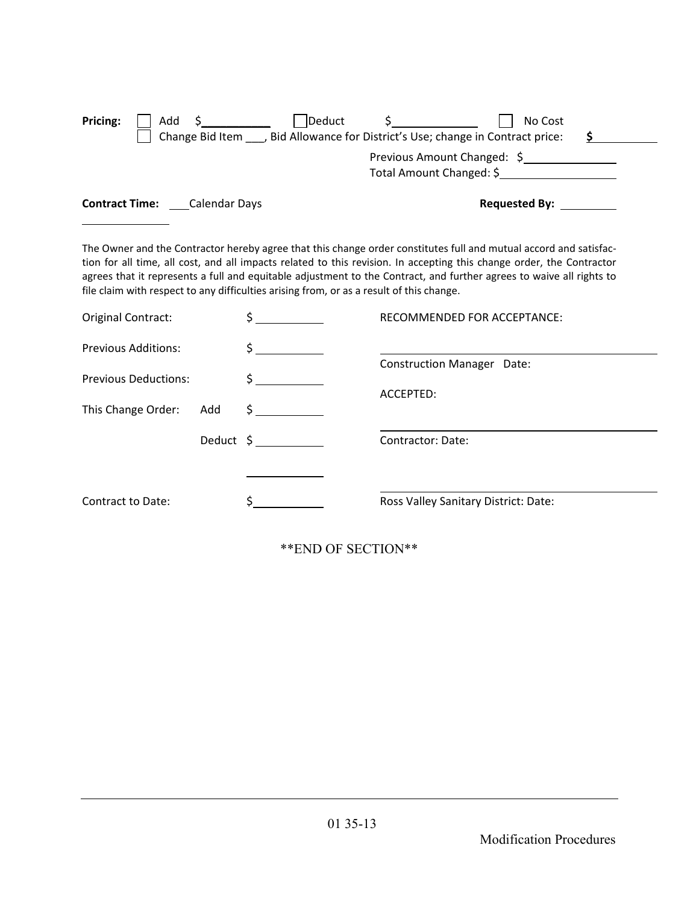**Pricing:** ☐ Add $\_\_\_\_\_\_\_\_\_\_ ☐ Deduct $\_\_\_\_\_\_\_\_\_\_ ☐ No Cost

☐ Change Bid Item \_\_\_, Bid Allowance for District's Use; change in Contract price: **$** \_\_\_\_\_\_\_\_\_\_

Previous Amount Changed: $\_\_\_\_\_\_\_\_\_\_

Total Amount Changed: $\_\_\_\_\_\_\_\_\_\_

**Contract Time:** \_\_\_Calendar Days **Requested By:** \_\_\_\_\_\_\_\_\_\_

\_\_\_\_\_\_\_\_\_\_\_\_\_\_\_

The Owner and the Contractor hereby agree that this change order constitutes full and mutual accord and satisfaction for all time, all cost, and all impacts related to this revision. In accepting this change order, the Contractor agrees that it represents a full and equitable adjustment to the Contract, and further agrees to waive all rights to file claim with respect to any difficulties arising from, or as a result of this change.

| | | | |
|---|---|---|---|
| Original Contract: | | $ \_\_\_\_\_\_\_\_\_\_ | RECOMMENDED FOR ACCEPTANCE: |
| Previous Additions: | | $ \_\_\_\_\_\_\_\_\_\_ | \_\_\_\_\_\_\_\_\_\_\_\_\_\_\_\_\_\_\_\_<br>Construction Manager Date: |
| Previous Deductions: | | $ \_\_\_\_\_\_\_\_\_\_ | ACCEPTED: |
| This Change Order: | Add | $ \_\_\_\_\_\_\_\_\_\_ | |
| | Deduct | $ \_\_\_\_\_\_\_\_\_\_ | \_\_\_\_\_\_\_\_\_\_\_\_\_\_\_\_\_\_\_\_<br>Contractor: Date: |
| | | \_\_\_\_\_\_\_\_\_\_ | |
| Contract to Date: | | $ \_\_\_\_\_\_\_\_\_\_ | \_\_\_\_\_\_\_\_\_\_\_\_\_\_\_\_\_\_\_\_<br>Ross Valley Sanitary District: Date: |

**END OF SECTION**